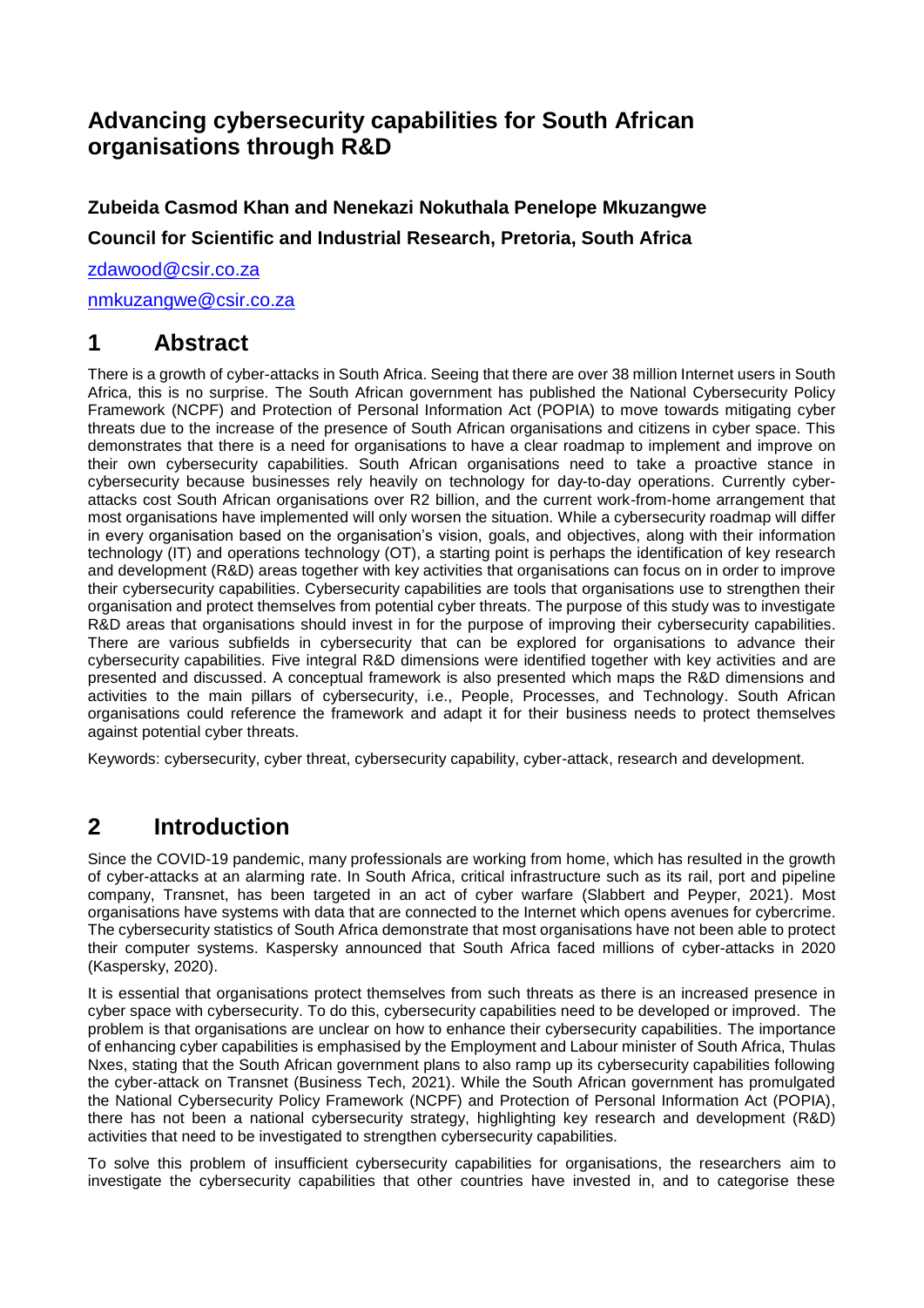# Advancing cybersecurity capabilities for South African organisations through R&D

**Zubeida Casmod Khan and Nenekazi Nokuthala Penelope Mkuzangwe**

**Council for Scientific and Industrial Research, Pretoria, South Africa**

zdawood@csir.co.za

nmkuzangwe@csir.co.za

## 1 Abstract

There is a growth of cyber-attacks in South Africa. Seeing that there are over 38 million Internet users in South Africa, this is no surprise. The South African government has published the National Cybersecurity Policy Framework (NCPF) and Protection of Personal Information Act (POPIA) to move towards mitigating cyber threats due to the increase of the presence of South African organisations and citizens in cyber space. This demonstrates that there is a need for organisations to have a clear roadmap to implement and improve on their own cybersecurity capabilities. South African organisations need to take a proactive stance in cybersecurity because businesses rely heavily on technology for day-to-day operations. Currently cyber-attacks cost South African organisations over R2 billion, and the current work-from-home arrangement that most organisations have implemented will only worsen the situation. While a cybersecurity roadmap will differ in every organisation based on the organisation's vision, goals, and objectives, along with their information technology (IT) and operations technology (OT), a starting point is perhaps the identification of key research and development (R&D) areas together with key activities that organisations can focus on in order to improve their cybersecurity capabilities. Cybersecurity capabilities are tools that organisations use to strengthen their organisation and protect themselves from potential cyber threats. The purpose of this study was to investigate R&D areas that organisations should invest in for the purpose of improving their cybersecurity capabilities. There are various subfields in cybersecurity that can be explored for organisations to advance their cybersecurity capabilities. Five integral R&D dimensions were identified together with key activities and are presented and discussed. A conceptual framework is also presented which maps the R&D dimensions and activities to the main pillars of cybersecurity, i.e., People, Processes, and Technology. South African organisations could reference the framework and adapt it for their business needs to protect themselves against potential cyber threats.

Keywords: cybersecurity, cyber threat, cybersecurity capability, cyber-attack, research and development.

## 2 Introduction

Since the COVID-19 pandemic, many professionals are working from home, which has resulted in the growth of cyber-attacks at an alarming rate. In South Africa, critical infrastructure such as its rail, port and pipeline company, Transnet, has been targeted in an act of cyber warfare (Slabbert and Peyper, 2021). Most organisations have systems with data that are connected to the Internet which opens avenues for cybercrime. The cybersecurity statistics of South Africa demonstrate that most organisations have not been able to protect their computer systems. Kaspersky announced that South Africa faced millions of cyber-attacks in 2020 (Kaspersky, 2020).

It is essential that organisations protect themselves from such threats as there is an increased presence in cyber space with cybersecurity. To do this, cybersecurity capabilities need to be developed or improved. The problem is that organisations are unclear on how to enhance their cybersecurity capabilities. The importance of enhancing cyber capabilities is emphasised by the Employment and Labour minister of South Africa, Thulas Nxes, stating that the South African government plans to also ramp up its cybersecurity capabilities following the cyber-attack on Transnet (Business Tech, 2021). While the South African government has promulgated the National Cybersecurity Policy Framework (NCPF) and Protection of Personal Information Act (POPIA), there has not been a national cybersecurity strategy, highlighting key research and development (R&D) activities that need to be investigated to strengthen cybersecurity capabilities.

To solve this problem of insufficient cybersecurity capabilities for organisations, the researchers aim to investigate the cybersecurity capabilities that other countries have invested in, and to categorise these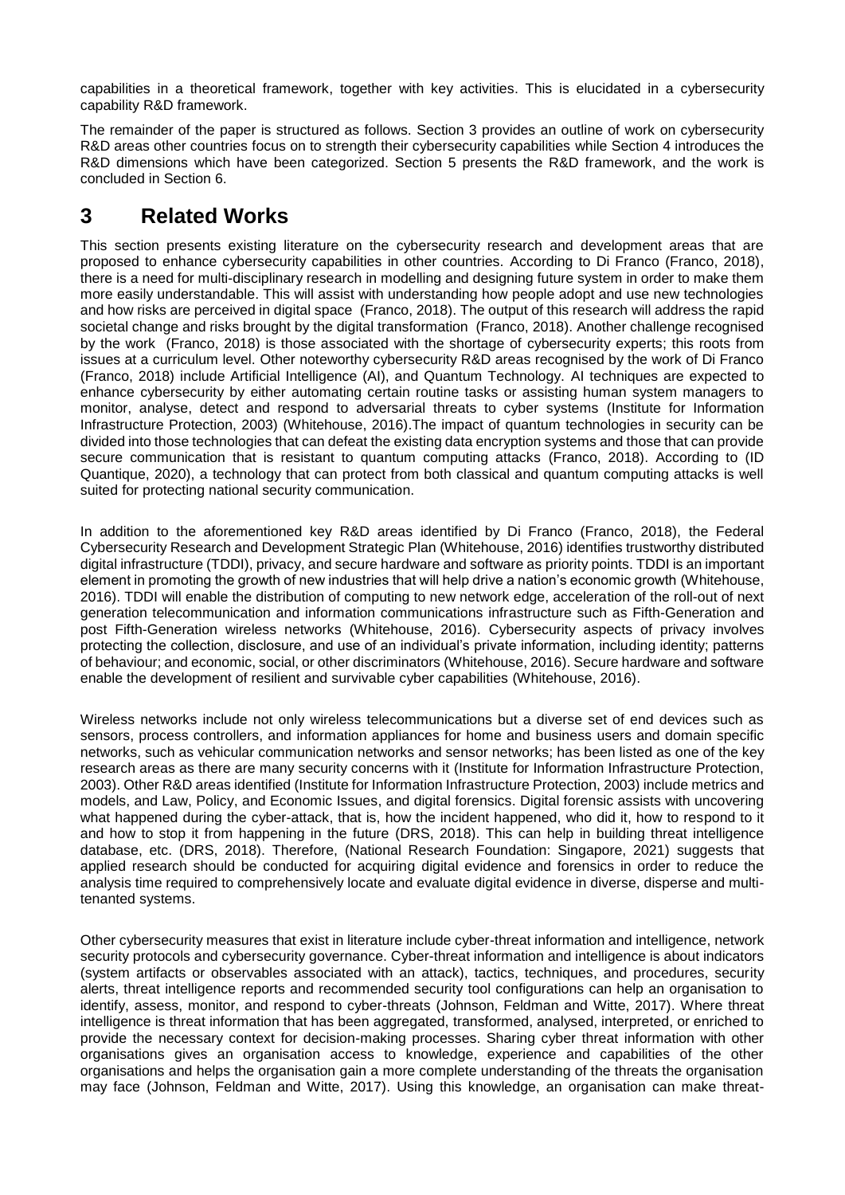capabilities in a theoretical framework, together with key activities. This is elucidated in a cybersecurity capability R&D framework.

The remainder of the paper is structured as follows. Section 3 provides an outline of work on cybersecurity R&D areas other countries focus on to strength their cybersecurity capabilities while Section 4 introduces the R&D dimensions which have been categorized. Section 5 presents the R&D framework, and the work is concluded in Section 6.

# 3 Related Works

This section presents existing literature on the cybersecurity research and development areas that are proposed to enhance cybersecurity capabilities in other countries. According to Di Franco (Franco, 2018), there is a need for multi-disciplinary research in modelling and designing future system in order to make them more easily understandable. This will assist with understanding how people adopt and use new technologies and how risks are perceived in digital space (Franco, 2018). The output of this research will address the rapid societal change and risks brought by the digital transformation (Franco, 2018). Another challenge recognised by the work (Franco, 2018) is those associated with the shortage of cybersecurity experts; this roots from issues at a curriculum level. Other noteworthy cybersecurity R&D areas recognised by the work of Di Franco (Franco, 2018) include Artificial Intelligence (AI), and Quantum Technology. AI techniques are expected to enhance cybersecurity by either automating certain routine tasks or assisting human system managers to monitor, analyse, detect and respond to adversarial threats to cyber systems (Institute for Information Infrastructure Protection, 2003) (Whitehouse, 2016).The impact of quantum technologies in security can be divided into those technologies that can defeat the existing data encryption systems and those that can provide secure communication that is resistant to quantum computing attacks (Franco, 2018). According to (ID Quantique, 2020), a technology that can protect from both classical and quantum computing attacks is well suited for protecting national security communication.

In addition to the aforementioned key R&D areas identified by Di Franco (Franco, 2018), the Federal Cybersecurity Research and Development Strategic Plan (Whitehouse, 2016) identifies trustworthy distributed digital infrastructure (TDDI), privacy, and secure hardware and software as priority points. TDDI is an important element in promoting the growth of new industries that will help drive a nation's economic growth (Whitehouse, 2016). TDDI will enable the distribution of computing to new network edge, acceleration of the roll-out of next generation telecommunication and information communications infrastructure such as Fifth-Generation and post Fifth-Generation wireless networks (Whitehouse, 2016). Cybersecurity aspects of privacy involves protecting the collection, disclosure, and use of an individual's private information, including identity; patterns of behaviour; and economic, social, or other discriminators (Whitehouse, 2016). Secure hardware and software enable the development of resilient and survivable cyber capabilities (Whitehouse, 2016).

Wireless networks include not only wireless telecommunications but a diverse set of end devices such as sensors, process controllers, and information appliances for home and business users and domain specific networks, such as vehicular communication networks and sensor networks; has been listed as one of the key research areas as there are many security concerns with it (Institute for Information Infrastructure Protection, 2003). Other R&D areas identified (Institute for Information Infrastructure Protection, 2003) include metrics and models, and Law, Policy, and Economic Issues, and digital forensics. Digital forensic assists with uncovering what happened during the cyber-attack, that is, how the incident happened, who did it, how to respond to it and how to stop it from happening in the future (DRS, 2018). This can help in building threat intelligence database, etc. (DRS, 2018). Therefore, (National Research Foundation: Singapore, 2021) suggests that applied research should be conducted for acquiring digital evidence and forensics in order to reduce the analysis time required to comprehensively locate and evaluate digital evidence in diverse, disperse and multi-tenanted systems.

Other cybersecurity measures that exist in literature include cyber-threat information and intelligence, network security protocols and cybersecurity governance. Cyber-threat information and intelligence is about indicators (system artifacts or observables associated with an attack), tactics, techniques, and procedures, security alerts, threat intelligence reports and recommended security tool configurations can help an organisation to identify, assess, monitor, and respond to cyber-threats (Johnson, Feldman and Witte, 2017). Where threat intelligence is threat information that has been aggregated, transformed, analysed, interpreted, or enriched to provide the necessary context for decision-making processes. Sharing cyber threat information with other organisations gives an organisation access to knowledge, experience and capabilities of the other organisations and helps the organisation gain a more complete understanding of the threats the organisation may face (Johnson, Feldman and Witte, 2017). Using this knowledge, an organisation can make threat-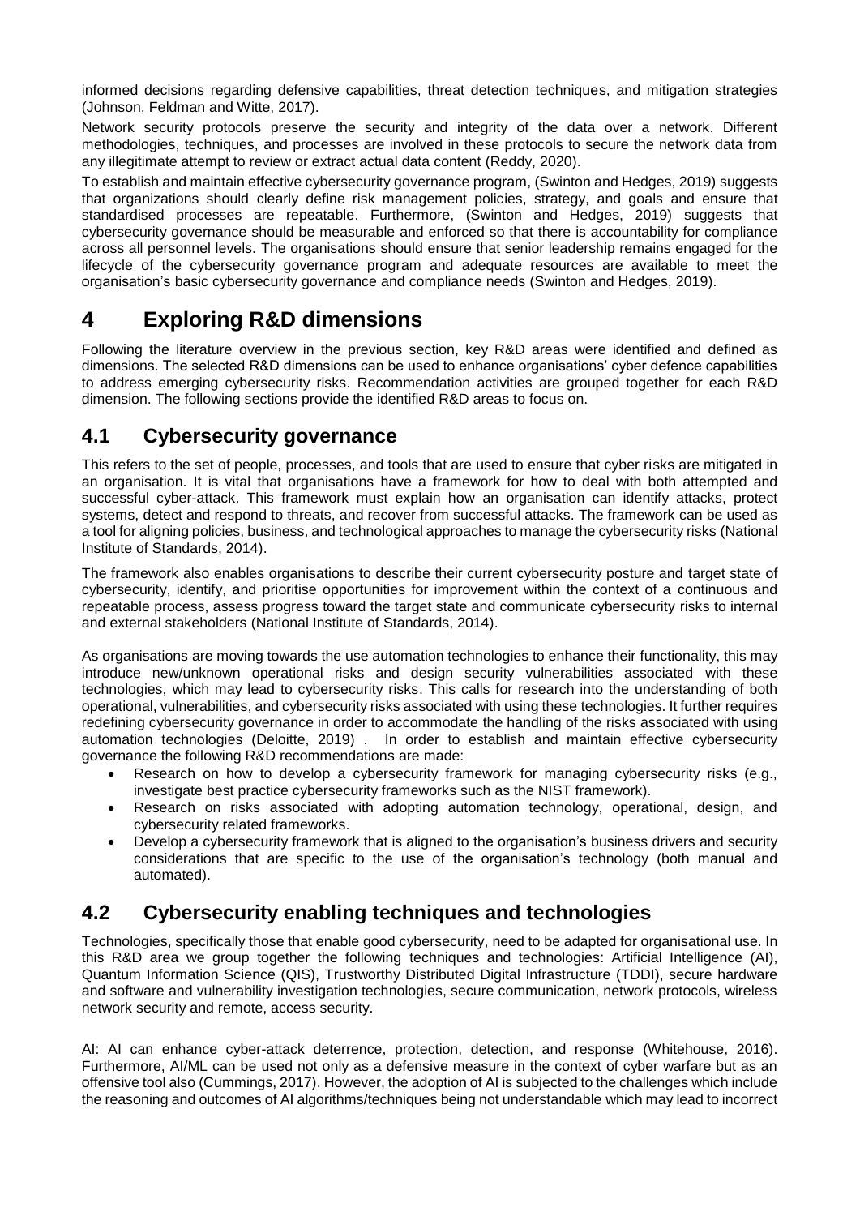informed decisions regarding defensive capabilities, threat detection techniques, and mitigation strategies (Johnson, Feldman and Witte, 2017).

Network security protocols preserve the security and integrity of the data over a network. Different methodologies, techniques, and processes are involved in these protocols to secure the network data from any illegitimate attempt to review or extract actual data content (Reddy, 2020).

To establish and maintain effective cybersecurity governance program, (Swinton and Hedges, 2019) suggests that organizations should clearly define risk management policies, strategy, and goals and ensure that standardised processes are repeatable. Furthermore, (Swinton and Hedges, 2019) suggests that cybersecurity governance should be measurable and enforced so that there is accountability for compliance across all personnel levels. The organisations should ensure that senior leadership remains engaged for the lifecycle of the cybersecurity governance program and adequate resources are available to meet the organisation's basic cybersecurity governance and compliance needs (Swinton and Hedges, 2019).

# 4 Exploring R&D dimensions

Following the literature overview in the previous section, key R&D areas were identified and defined as dimensions. The selected R&D dimensions can be used to enhance organisations' cyber defence capabilities to address emerging cybersecurity risks. Recommendation activities are grouped together for each R&D dimension. The following sections provide the identified R&D areas to focus on.

## 4.1 Cybersecurity governance

This refers to the set of people, processes, and tools that are used to ensure that cyber risks are mitigated in an organisation. It is vital that organisations have a framework for how to deal with both attempted and successful cyber-attack. This framework must explain how an organisation can identify attacks, protect systems, detect and respond to threats, and recover from successful attacks. The framework can be used as a tool for aligning policies, business, and technological approaches to manage the cybersecurity risks (National Institute of Standards, 2014).

The framework also enables organisations to describe their current cybersecurity posture and target state of cybersecurity, identify, and prioritise opportunities for improvement within the context of a continuous and repeatable process, assess progress toward the target state and communicate cybersecurity risks to internal and external stakeholders (National Institute of Standards, 2014).

As organisations are moving towards the use automation technologies to enhance their functionality, this may introduce new/unknown operational risks and design security vulnerabilities associated with these technologies, which may lead to cybersecurity risks. This calls for research into the understanding of both operational, vulnerabilities, and cybersecurity risks associated with using these technologies. It further requires redefining cybersecurity governance in order to accommodate the handling of the risks associated with using automation technologies (Deloitte, 2019) . In order to establish and maintain effective cybersecurity governance the following R&D recommendations are made:

- Research on how to develop a cybersecurity framework for managing cybersecurity risks (e.g., investigate best practice cybersecurity frameworks such as the NIST framework).
- Research on risks associated with adopting automation technology, operational, design, and cybersecurity related frameworks.
- Develop a cybersecurity framework that is aligned to the organisation's business drivers and security considerations that are specific to the use of the organisation's technology (both manual and automated).

## 4.2 Cybersecurity enabling techniques and technologies

Technologies, specifically those that enable good cybersecurity, need to be adapted for organisational use. In this R&D area we group together the following techniques and technologies: Artificial Intelligence (AI), Quantum Information Science (QIS), Trustworthy Distributed Digital Infrastructure (TDDI), secure hardware and software and vulnerability investigation technologies, secure communication, network protocols, wireless network security and remote, access security.

AI: AI can enhance cyber-attack deterrence, protection, detection, and response (Whitehouse, 2016). Furthermore, AI/ML can be used not only as a defensive measure in the context of cyber warfare but as an offensive tool also (Cummings, 2017). However, the adoption of AI is subjected to the challenges which include the reasoning and outcomes of AI algorithms/techniques being not understandable which may lead to incorrect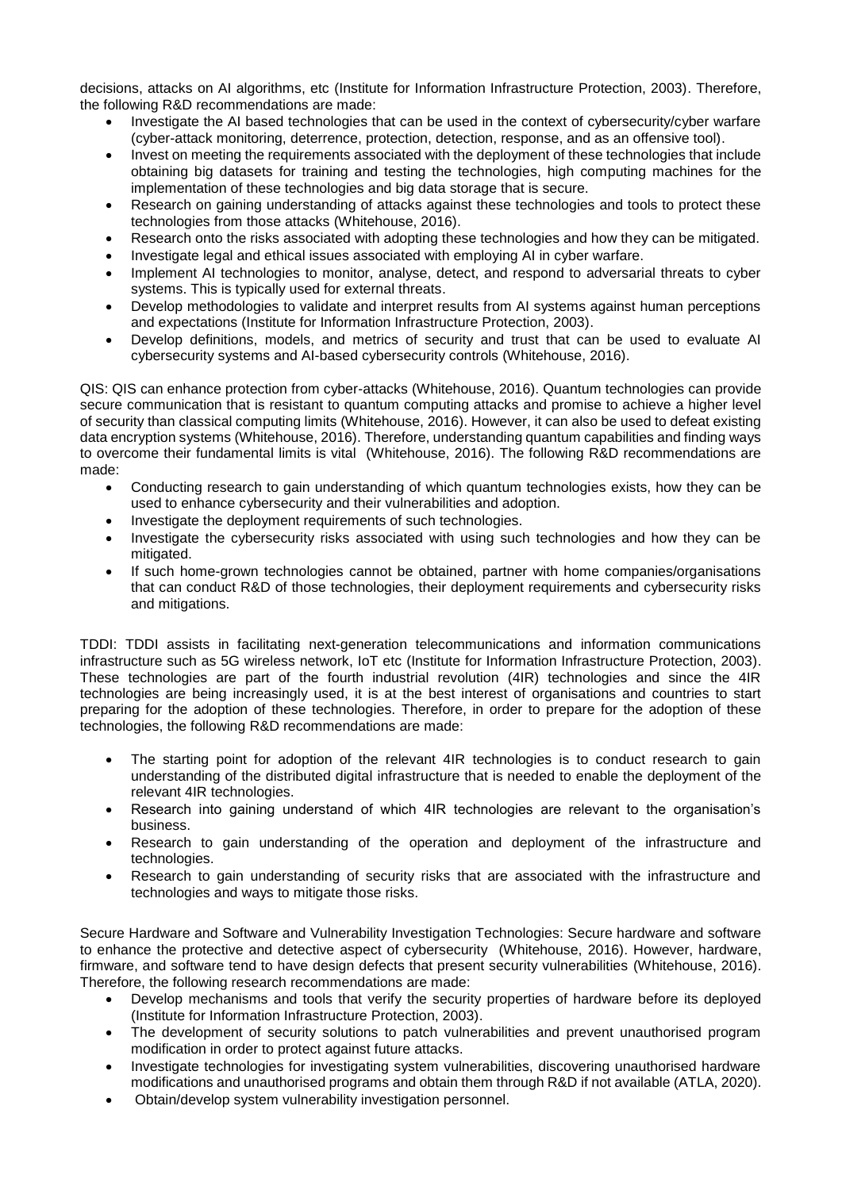decisions, attacks on AI algorithms, etc (Institute for Information Infrastructure Protection, 2003). Therefore, the following R&D recommendations are made:

- Investigate the AI based technologies that can be used in the context of cybersecurity/cyber warfare (cyber-attack monitoring, deterrence, protection, detection, response, and as an offensive tool).
- Invest on meeting the requirements associated with the deployment of these technologies that include obtaining big datasets for training and testing the technologies, high computing machines for the implementation of these technologies and big data storage that is secure.
- Research on gaining understanding of attacks against these technologies and tools to protect these technologies from those attacks (Whitehouse, 2016).
- Research onto the risks associated with adopting these technologies and how they can be mitigated.
- Investigate legal and ethical issues associated with employing AI in cyber warfare.
- Implement AI technologies to monitor, analyse, detect, and respond to adversarial threats to cyber systems. This is typically used for external threats.
- Develop methodologies to validate and interpret results from AI systems against human perceptions and expectations (Institute for Information Infrastructure Protection, 2003).
- Develop definitions, models, and metrics of security and trust that can be used to evaluate AI cybersecurity systems and AI-based cybersecurity controls (Whitehouse, 2016).

QIS: QIS can enhance protection from cyber-attacks (Whitehouse, 2016). Quantum technologies can provide secure communication that is resistant to quantum computing attacks and promise to achieve a higher level of security than classical computing limits (Whitehouse, 2016). However, it can also be used to defeat existing data encryption systems (Whitehouse, 2016). Therefore, understanding quantum capabilities and finding ways to overcome their fundamental limits is vital (Whitehouse, 2016). The following R&D recommendations are made:

- Conducting research to gain understanding of which quantum technologies exists, how they can be used to enhance cybersecurity and their vulnerabilities and adoption.
- Investigate the deployment requirements of such technologies.
- Investigate the cybersecurity risks associated with using such technologies and how they can be mitigated.
- If such home-grown technologies cannot be obtained, partner with home companies/organisations that can conduct R&D of those technologies, their deployment requirements and cybersecurity risks and mitigations.

TDDI: TDDI assists in facilitating next-generation telecommunications and information communications infrastructure such as 5G wireless network, IoT etc (Institute for Information Infrastructure Protection, 2003). These technologies are part of the fourth industrial revolution (4IR) technologies and since the 4IR technologies are being increasingly used, it is at the best interest of organisations and countries to start preparing for the adoption of these technologies. Therefore, in order to prepare for the adoption of these technologies, the following R&D recommendations are made:

- The starting point for adoption of the relevant 4IR technologies is to conduct research to gain understanding of the distributed digital infrastructure that is needed to enable the deployment of the relevant 4IR technologies.
- Research into gaining understand of which 4IR technologies are relevant to the organisation's business.
- Research to gain understanding of the operation and deployment of the infrastructure and technologies.
- Research to gain understanding of security risks that are associated with the infrastructure and technologies and ways to mitigate those risks.

Secure Hardware and Software and Vulnerability Investigation Technologies: Secure hardware and software to enhance the protective and detective aspect of cybersecurity (Whitehouse, 2016). However, hardware, firmware, and software tend to have design defects that present security vulnerabilities (Whitehouse, 2016). Therefore, the following research recommendations are made:

- Develop mechanisms and tools that verify the security properties of hardware before its deployed (Institute for Information Infrastructure Protection, 2003).
- The development of security solutions to patch vulnerabilities and prevent unauthorised program modification in order to protect against future attacks.
- Investigate technologies for investigating system vulnerabilities, discovering unauthorised hardware modifications and unauthorised programs and obtain them through R&D if not available (ATLA, 2020).
- Obtain/develop system vulnerability investigation personnel.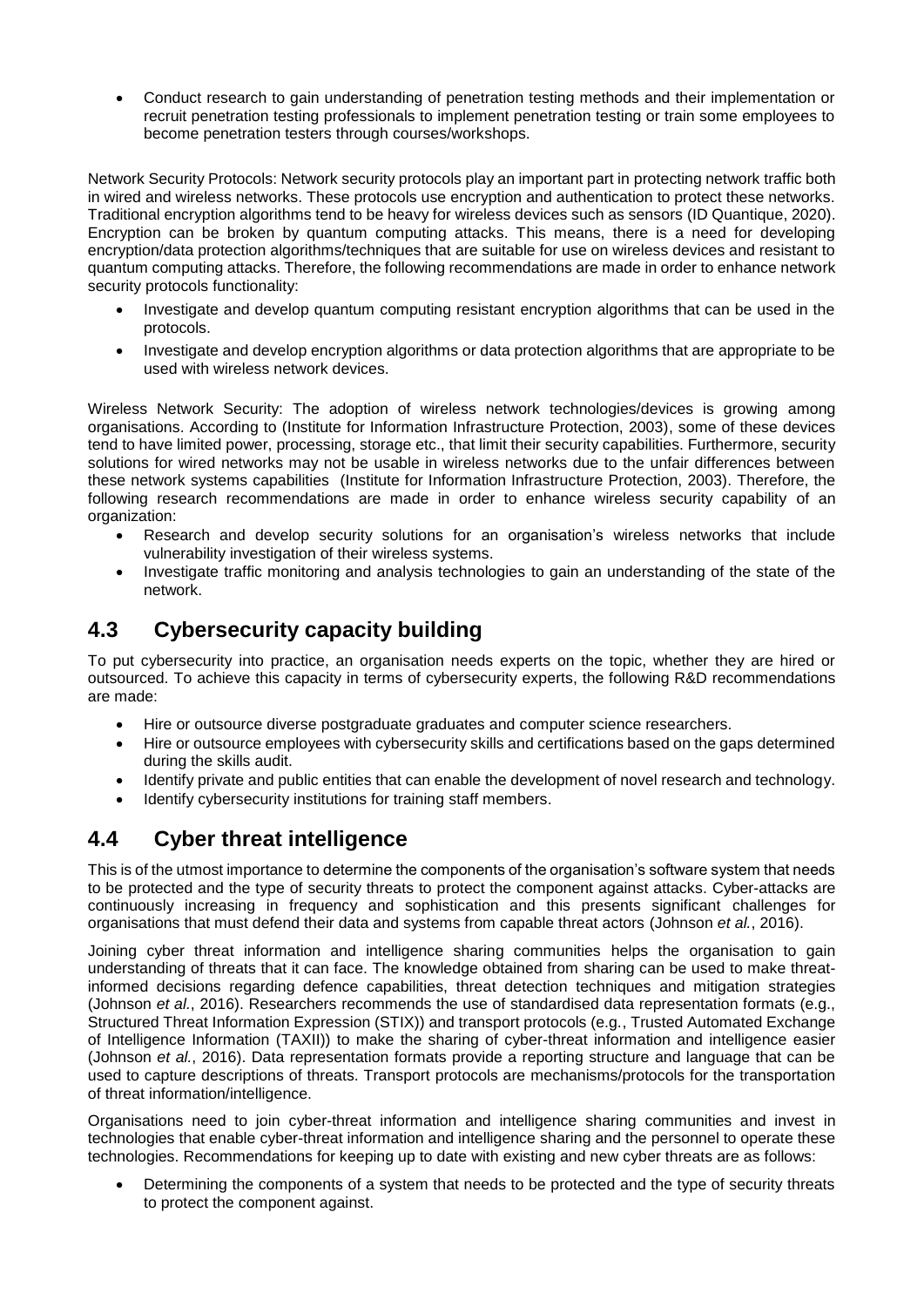- Conduct research to gain understanding of penetration testing methods and their implementation or recruit penetration testing professionals to implement penetration testing or train some employees to become penetration testers through courses/workshops.

Network Security Protocols: Network security protocols play an important part in protecting network traffic both in wired and wireless networks. These protocols use encryption and authentication to protect these networks. Traditional encryption algorithms tend to be heavy for wireless devices such as sensors (ID Quantique, 2020). Encryption can be broken by quantum computing attacks. This means, there is a need for developing encryption/data protection algorithms/techniques that are suitable for use on wireless devices and resistant to quantum computing attacks. Therefore, the following recommendations are made in order to enhance network security protocols functionality:

- Investigate and develop quantum computing resistant encryption algorithms that can be used in the protocols.
- Investigate and develop encryption algorithms or data protection algorithms that are appropriate to be used with wireless network devices.

Wireless Network Security: The adoption of wireless network technologies/devices is growing among organisations. According to (Institute for Information Infrastructure Protection, 2003), some of these devices tend to have limited power, processing, storage etc., that limit their security capabilities. Furthermore, security solutions for wired networks may not be usable in wireless networks due to the unfair differences between these network systems capabilities (Institute for Information Infrastructure Protection, 2003). Therefore, the following research recommendations are made in order to enhance wireless security capability of an organization:

- Research and develop security solutions for an organisation's wireless networks that include vulnerability investigation of their wireless systems.
- Investigate traffic monitoring and analysis technologies to gain an understanding of the state of the network.

## 4.3 Cybersecurity capacity building

To put cybersecurity into practice, an organisation needs experts on the topic, whether they are hired or outsourced. To achieve this capacity in terms of cybersecurity experts, the following R&D recommendations are made:

- Hire or outsource diverse postgraduate graduates and computer science researchers.
- Hire or outsource employees with cybersecurity skills and certifications based on the gaps determined during the skills audit.
- Identify private and public entities that can enable the development of novel research and technology.
- Identify cybersecurity institutions for training staff members.

## 4.4 Cyber threat intelligence

This is of the utmost importance to determine the components of the organisation's software system that needs to be protected and the type of security threats to protect the component against attacks. Cyber-attacks are continuously increasing in frequency and sophistication and this presents significant challenges for organisations that must defend their data and systems from capable threat actors (Johnson *et al.*, 2016).

Joining cyber threat information and intelligence sharing communities helps the organisation to gain understanding of threats that it can face. The knowledge obtained from sharing can be used to make threat-informed decisions regarding defence capabilities, threat detection techniques and mitigation strategies (Johnson *et al.*, 2016). Researchers recommends the use of standardised data representation formats (e.g., Structured Threat Information Expression (STIX)) and transport protocols (e.g., Trusted Automated Exchange of Intelligence Information (TAXII)) to make the sharing of cyber-threat information and intelligence easier (Johnson *et al.*, 2016). Data representation formats provide a reporting structure and language that can be used to capture descriptions of threats. Transport protocols are mechanisms/protocols for the transportation of threat information/intelligence.

Organisations need to join cyber-threat information and intelligence sharing communities and invest in technologies that enable cyber-threat information and intelligence sharing and the personnel to operate these technologies. Recommendations for keeping up to date with existing and new cyber threats are as follows:

- Determining the components of a system that needs to be protected and the type of security threats to protect the component against.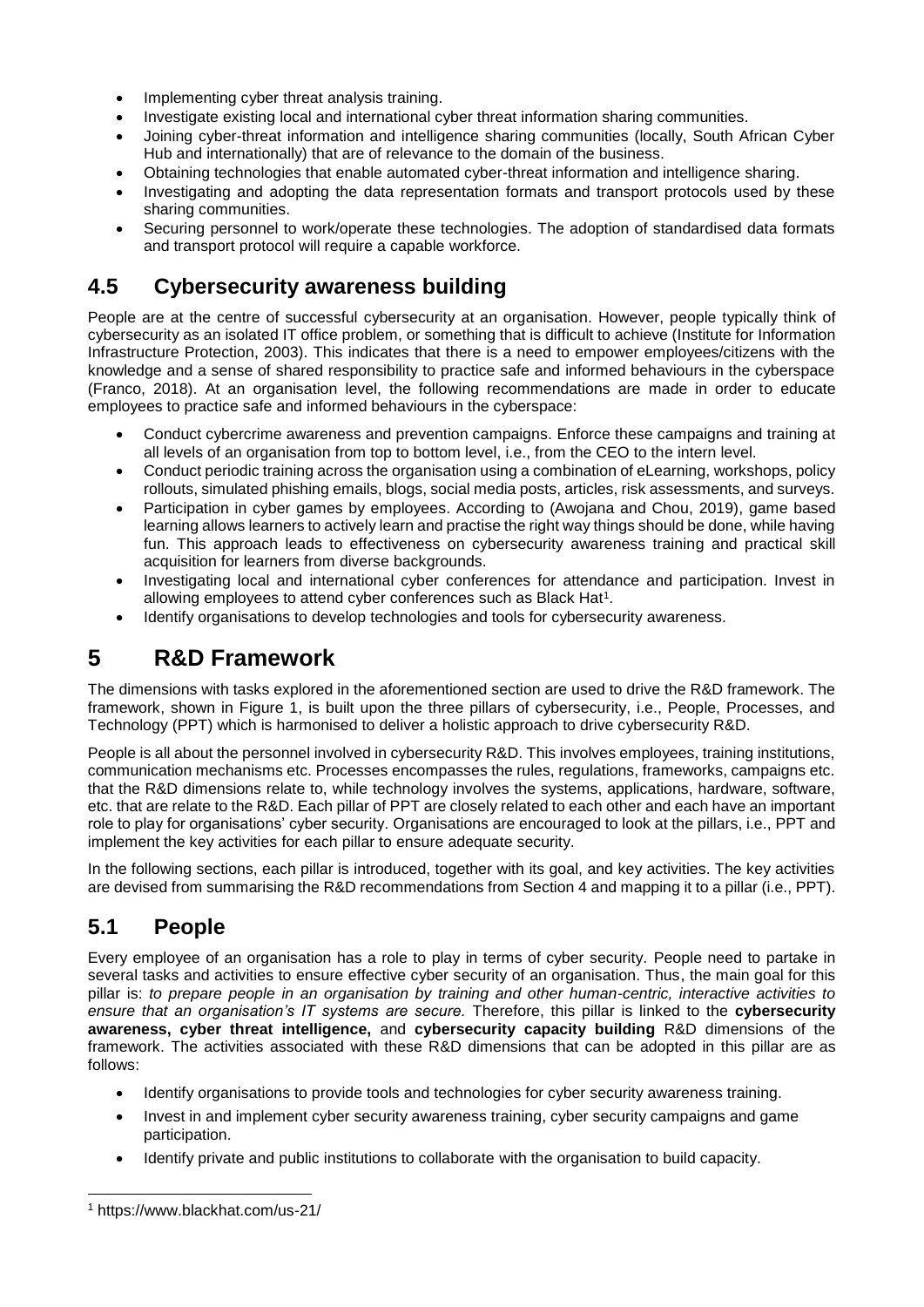- Implementing cyber threat analysis training.
- Investigate existing local and international cyber threat information sharing communities.
- Joining cyber-threat information and intelligence sharing communities (locally, South African Cyber Hub and internationally) that are of relevance to the domain of the business.
- Obtaining technologies that enable automated cyber-threat information and intelligence sharing.
- Investigating and adopting the data representation formats and transport protocols used by these sharing communities.
- Securing personnel to work/operate these technologies. The adoption of standardised data formats and transport protocol will require a capable workforce.

## 4.5 Cybersecurity awareness building

People are at the centre of successful cybersecurity at an organisation. However, people typically think of cybersecurity as an isolated IT office problem, or something that is difficult to achieve (Institute for Information Infrastructure Protection, 2003). This indicates that there is a need to empower employees/citizens with the knowledge and a sense of shared responsibility to practice safe and informed behaviours in the cyberspace (Franco, 2018). At an organisation level, the following recommendations are made in order to educate employees to practice safe and informed behaviours in the cyberspace:

- Conduct cybercrime awareness and prevention campaigns. Enforce these campaigns and training at all levels of an organisation from top to bottom level, i.e., from the CEO to the intern level.
- Conduct periodic training across the organisation using a combination of eLearning, workshops, policy rollouts, simulated phishing emails, blogs, social media posts, articles, risk assessments, and surveys.
- Participation in cyber games by employees. According to (Awojana and Chou, 2019), game based learning allows learners to actively learn and practise the right way things should be done, while having fun. This approach leads to effectiveness on cybersecurity awareness training and practical skill acquisition for learners from diverse backgrounds.
- Investigating local and international cyber conferences for attendance and participation. Invest in allowing employees to attend cyber conferences such as Black Hat[1].
- Identify organisations to develop technologies and tools for cybersecurity awareness.

# 5 R&D Framework

The dimensions with tasks explored in the aforementioned section are used to drive the R&D framework. The framework, shown in Figure 1, is built upon the three pillars of cybersecurity, i.e., People, Processes, and Technology (PPT) which is harmonised to deliver a holistic approach to drive cybersecurity R&D.

People is all about the personnel involved in cybersecurity R&D. This involves employees, training institutions, communication mechanisms etc. Processes encompasses the rules, regulations, frameworks, campaigns etc. that the R&D dimensions relate to, while technology involves the systems, applications, hardware, software, etc. that are relate to the R&D. Each pillar of PPT are closely related to each other and each have an important role to play for organisations' cyber security. Organisations are encouraged to look at the pillars, i.e., PPT and implement the key activities for each pillar to ensure adequate security.

In the following sections, each pillar is introduced, together with its goal, and key activities. The key activities are devised from summarising the R&D recommendations from Section 4 and mapping it to a pillar (i.e., PPT).

## 5.1 People

Every employee of an organisation has a role to play in terms of cyber security. People need to partake in several tasks and activities to ensure effective cyber security of an organisation. Thus, the main goal for this pillar is: *to prepare people in an organisation by training and other human-centric, interactive activities to ensure that an organisation's IT systems are secure.* Therefore, this pillar is linked to the **cybersecurity awareness, cyber threat intelligence,** and **cybersecurity capacity building** R&D dimensions of the framework. The activities associated with these R&D dimensions that can be adopted in this pillar are as follows:

- Identify organisations to provide tools and technologies for cyber security awareness training.
- Invest in and implement cyber security awareness training, cyber security campaigns and game participation.
- Identify private and public institutions to collaborate with the organisation to build capacity.

[1] https://www.blackhat.com/us-21/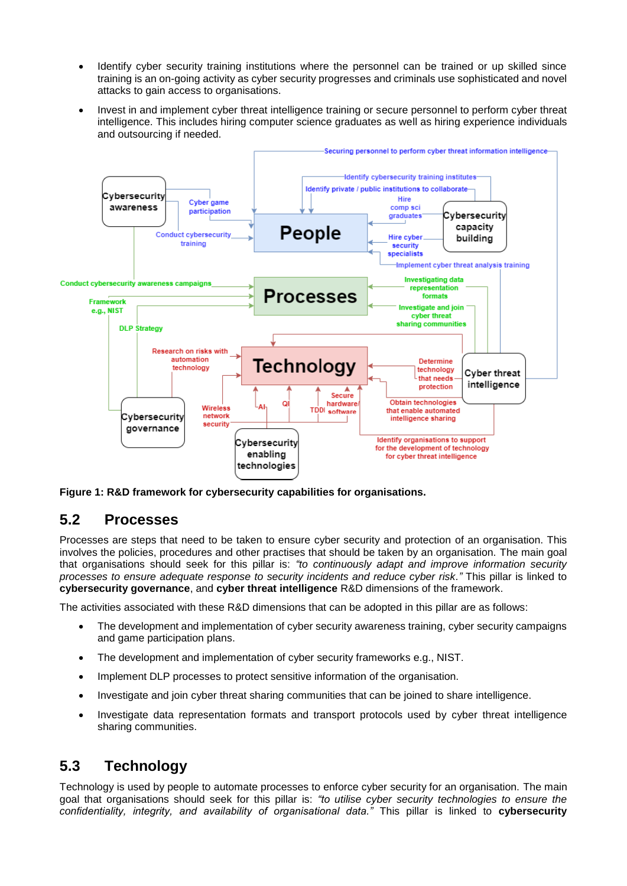- Identify cyber security training institutions where the personnel can be trained or up skilled since training is an on-going activity as cyber security progresses and criminals use sophisticated and novel attacks to gain access to organisations.
- Invest in and implement cyber threat intelligence training or secure personnel to perform cyber threat intelligence. This includes hiring computer science graduates as well as hiring experience individuals and outsourcing if needed.

**Figure 1: R&D framework for cybersecurity capabilities for organisations.**

## 5.2 Processes

Processes are steps that need to be taken to ensure cyber security and protection of an organisation. This involves the policies, procedures and other practises that should be taken by an organisation. The main goal that organisations should seek for this pillar is: *"to continuously adapt and improve information security processes to ensure adequate response to security incidents and reduce cyber risk."* This pillar is linked to **cybersecurity governance**, and **cyber threat intelligence** R&D dimensions of the framework.

The activities associated with these R&D dimensions that can be adopted in this pillar are as follows:

- The development and implementation of cyber security awareness training, cyber security campaigns and game participation plans.
- The development and implementation of cyber security frameworks e.g., NIST.
- Implement DLP processes to protect sensitive information of the organisation.
- Investigate and join cyber threat sharing communities that can be joined to share intelligence.
- Investigate data representation formats and transport protocols used by cyber threat intelligence sharing communities.

## 5.3 Technology

Technology is used by people to automate processes to enforce cyber security for an organisation. The main goal that organisations should seek for this pillar is: *"to utilise cyber security technologies to ensure the confidentiality, integrity, and availability of organisational data."* This pillar is linked to **cybersecurity**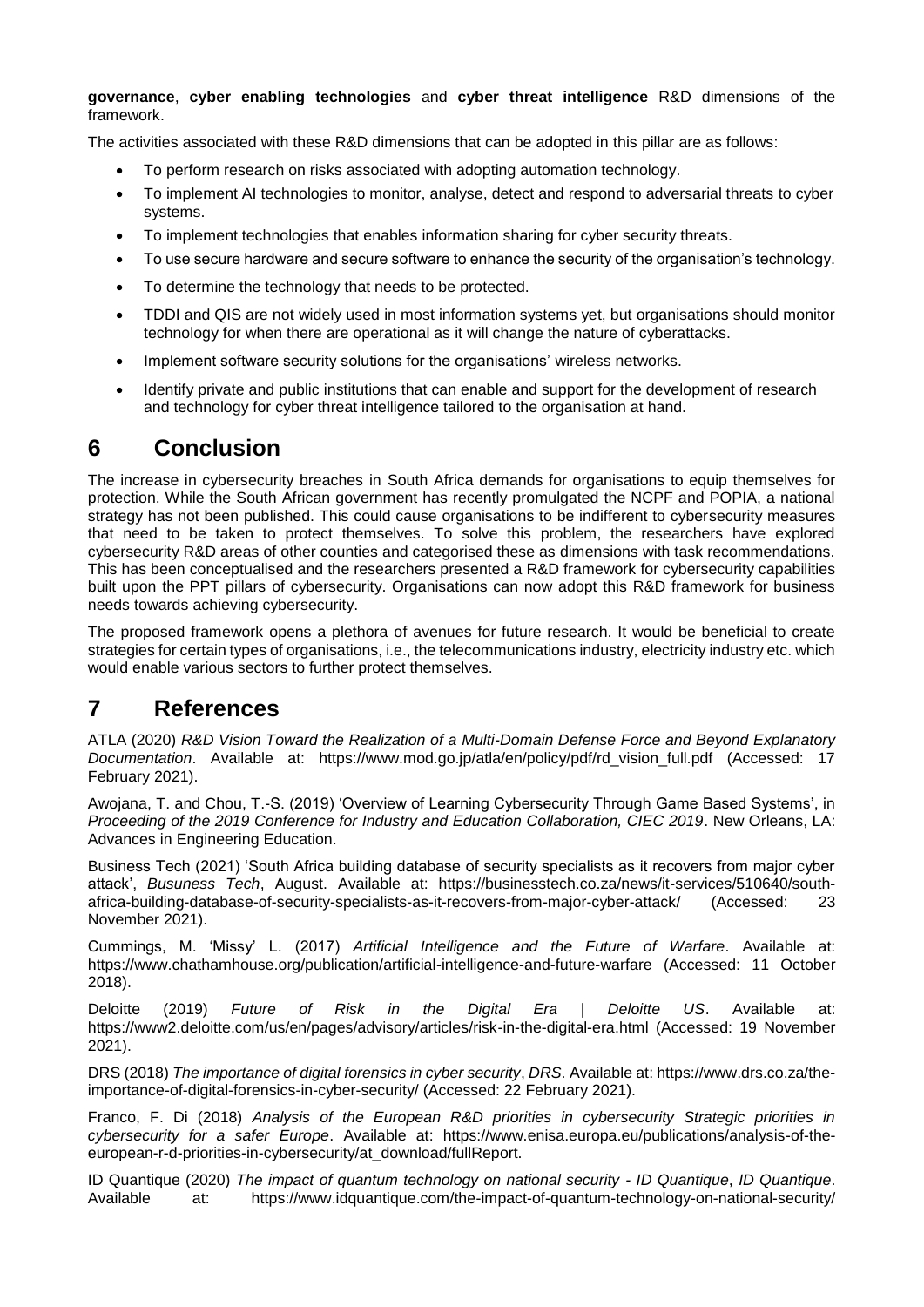**governance**, **cyber enabling technologies** and **cyber threat intelligence** R&D dimensions of the framework.

The activities associated with these R&D dimensions that can be adopted in this pillar are as follows:

- To perform research on risks associated with adopting automation technology.
- To implement AI technologies to monitor, analyse, detect and respond to adversarial threats to cyber systems.
- To implement technologies that enables information sharing for cyber security threats.
- To use secure hardware and secure software to enhance the security of the organisation's technology.
- To determine the technology that needs to be protected.
- TDDI and QIS are not widely used in most information systems yet, but organisations should monitor technology for when there are operational as it will change the nature of cyberattacks.
- Implement software security solutions for the organisations' wireless networks.
- Identify private and public institutions that can enable and support for the development of research and technology for cyber threat intelligence tailored to the organisation at hand.

# 6 Conclusion

The increase in cybersecurity breaches in South Africa demands for organisations to equip themselves for protection. While the South African government has recently promulgated the NCPF and POPIA, a national strategy has not been published. This could cause organisations to be indifferent to cybersecurity measures that need to be taken to protect themselves. To solve this problem, the researchers have explored cybersecurity R&D areas of other counties and categorised these as dimensions with task recommendations. This has been conceptualised and the researchers presented a R&D framework for cybersecurity capabilities built upon the PPT pillars of cybersecurity. Organisations can now adopt this R&D framework for business needs towards achieving cybersecurity.

The proposed framework opens a plethora of avenues for future research. It would be beneficial to create strategies for certain types of organisations, i.e., the telecommunications industry, electricity industry etc. which would enable various sectors to further protect themselves.

# 7 References

ATLA (2020) *R&D Vision Toward the Realization of a Multi-Domain Defense Force and Beyond Explanatory Documentation*. Available at: https://www.mod.go.jp/atla/en/policy/pdf/rd_vision_full.pdf (Accessed: 17 February 2021).

Awojana, T. and Chou, T.-S. (2019) 'Overview of Learning Cybersecurity Through Game Based Systems', in *Proceeding of the 2019 Conference for Industry and Education Collaboration, CIEC 2019*. New Orleans, LA: Advances in Engineering Education.

Business Tech (2021) 'South Africa building database of security specialists as it recovers from major cyber attack', *Busuness Tech*, August. Available at: https://businesstech.co.za/news/it-services/510640/south-africa-building-database-of-security-specialists-as-it-recovers-from-major-cyber-attack/ (Accessed: 23 November 2021).

Cummings, M. 'Missy' L. (2017) *Artificial Intelligence and the Future of Warfare*. Available at: https://www.chathamhouse.org/publication/artificial-intelligence-and-future-warfare (Accessed: 11 October 2018).

Deloitte (2019) *Future of Risk in the Digital Era | Deloitte US*. Available at: https://www2.deloitte.com/us/en/pages/advisory/articles/risk-in-the-digital-era.html (Accessed: 19 November 2021).

DRS (2018) *The importance of digital forensics in cyber security*, *DRS*. Available at: https://www.drs.co.za/the-importance-of-digital-forensics-in-cyber-security/ (Accessed: 22 February 2021).

Franco, F. Di (2018) *Analysis of the European R&D priorities in cybersecurity Strategic priorities in cybersecurity for a safer Europe*. Available at: https://www.enisa.europa.eu/publications/analysis-of-the-european-r-d-priorities-in-cybersecurity/at_download/fullReport.

ID Quantique (2020) *The impact of quantum technology on national security - ID Quantique*, *ID Quantique*. Available at: https://www.idquantique.com/the-impact-of-quantum-technology-on-national-security/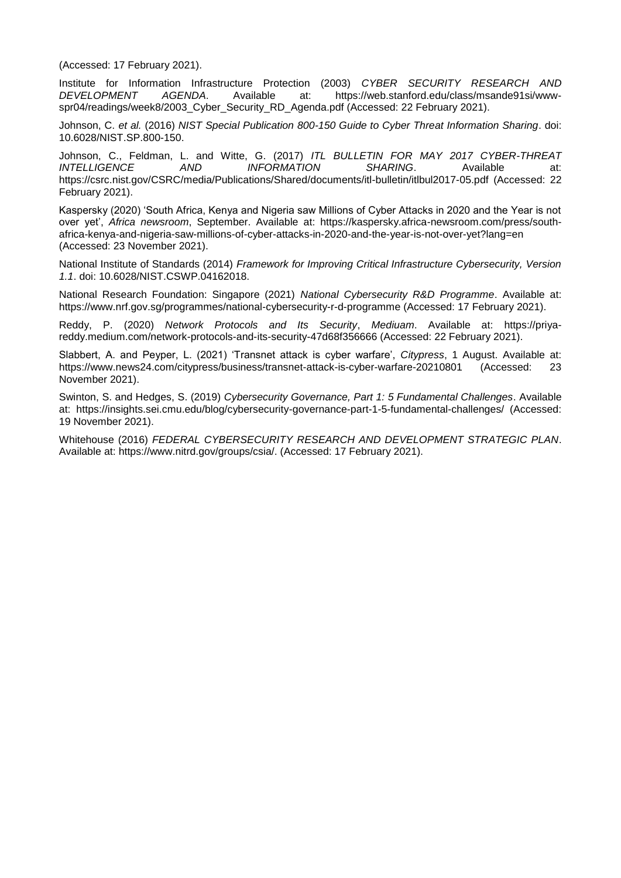(Accessed: 17 February 2021).

Institute for Information Infrastructure Protection (2003) *CYBER SECURITY RESEARCH AND DEVELOPMENT AGENDA*. Available at: https://web.stanford.edu/class/msande91si/www-spr04/readings/week8/2003_Cyber_Security_RD_Agenda.pdf (Accessed: 22 February 2021).

Johnson, C. *et al.* (2016) *NIST Special Publication 800-150 Guide to Cyber Threat Information Sharing*. doi: 10.6028/NIST.SP.800-150.

Johnson, C., Feldman, L. and Witte, G. (2017) *ITL BULLETIN FOR MAY 2017 CYBER-THREAT INTELLIGENCE AND INFORMATION SHARING*. Available at: https://csrc.nist.gov/CSRC/media/Publications/Shared/documents/itl-bulletin/itlbul2017-05.pdf (Accessed: 22 February 2021).

Kaspersky (2020) 'South Africa, Kenya and Nigeria saw Millions of Cyber Attacks in 2020 and the Year is not over yet', *Africa newsroom*, September. Available at: https://kaspersky.africa-newsroom.com/press/south-africa-kenya-and-nigeria-saw-millions-of-cyber-attacks-in-2020-and-the-year-is-not-over-yet?lang=en (Accessed: 23 November 2021).

National Institute of Standards (2014) *Framework for Improving Critical Infrastructure Cybersecurity, Version 1.1*. doi: 10.6028/NIST.CSWP.04162018.

National Research Foundation: Singapore (2021) *National Cybersecurity R&D Programme*. Available at: https://www.nrf.gov.sg/programmes/national-cybersecurity-r-d-programme (Accessed: 17 February 2021).

Reddy, P. (2020) *Network Protocols and Its Security*, *Mediuam*. Available at: https://priya-reddy.medium.com/network-protocols-and-its-security-47d68f356666 (Accessed: 22 February 2021).

Slabbert, A. and Peyper, L. (2021) 'Transnet attack is cyber warfare', *Citypress*, 1 August. Available at: https://www.news24.com/citypress/business/transnet-attack-is-cyber-warfare-20210801 (Accessed: 23 November 2021).

Swinton, S. and Hedges, S. (2019) *Cybersecurity Governance, Part 1: 5 Fundamental Challenges*. Available at: https://insights.sei.cmu.edu/blog/cybersecurity-governance-part-1-5-fundamental-challenges/ (Accessed: 19 November 2021).

Whitehouse (2016) *FEDERAL CYBERSECURITY RESEARCH AND DEVELOPMENT STRATEGIC PLAN*. Available at: https://www.nitrd.gov/groups/csia/. (Accessed: 17 February 2021).